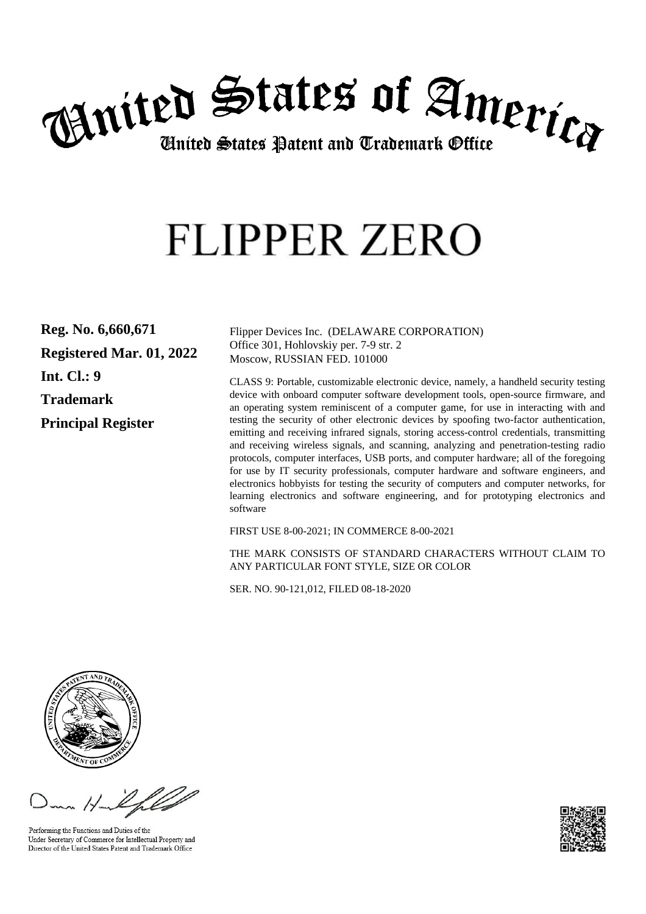# United States of America

## United States Patent and Trademark Office

# FLIPPER ZERO

**Reg. No. 6,660,671**

**Registered Mar. 01, 2022**

**Int. Cl.: 9**

**Trademark**

**Principal Register**

Flipper Devices Inc. (DELAWARE CORPORATION)
Office 301, Hohlovskiy per. 7-9 str. 2
Moscow, RUSSIAN FED. 101000

CLASS 9: Portable, customizable electronic device, namely, a handheld security testing device with onboard computer software development tools, open-source firmware, and an operating system reminiscent of a computer game, for use in interacting with and testing the security of other electronic devices by spoofing two-factor authentication, emitting and receiving infrared signals, storing access-control credentials, transmitting and receiving wireless signals, and scanning, analyzing and penetration-testing radio protocols, computer interfaces, USB ports, and computer hardware; all of the foregoing for use by IT security professionals, computer hardware and software engineers, and electronics hobbyists for testing the security of computers and computer networks, for learning electronics and software engineering, and for prototyping electronics and software

FIRST USE 8-00-2021; IN COMMERCE 8-00-2021

THE MARK CONSISTS OF STANDARD CHARACTERS WITHOUT CLAIM TO ANY PARTICULAR FONT STYLE, SIZE OR COLOR

SER. NO. 90-121,012, FILED 08-18-2020

Performing the Functions and Duties of the
Under Secretary of Commerce for Intellectual Property and
Director of the United States Patent and Trademark Office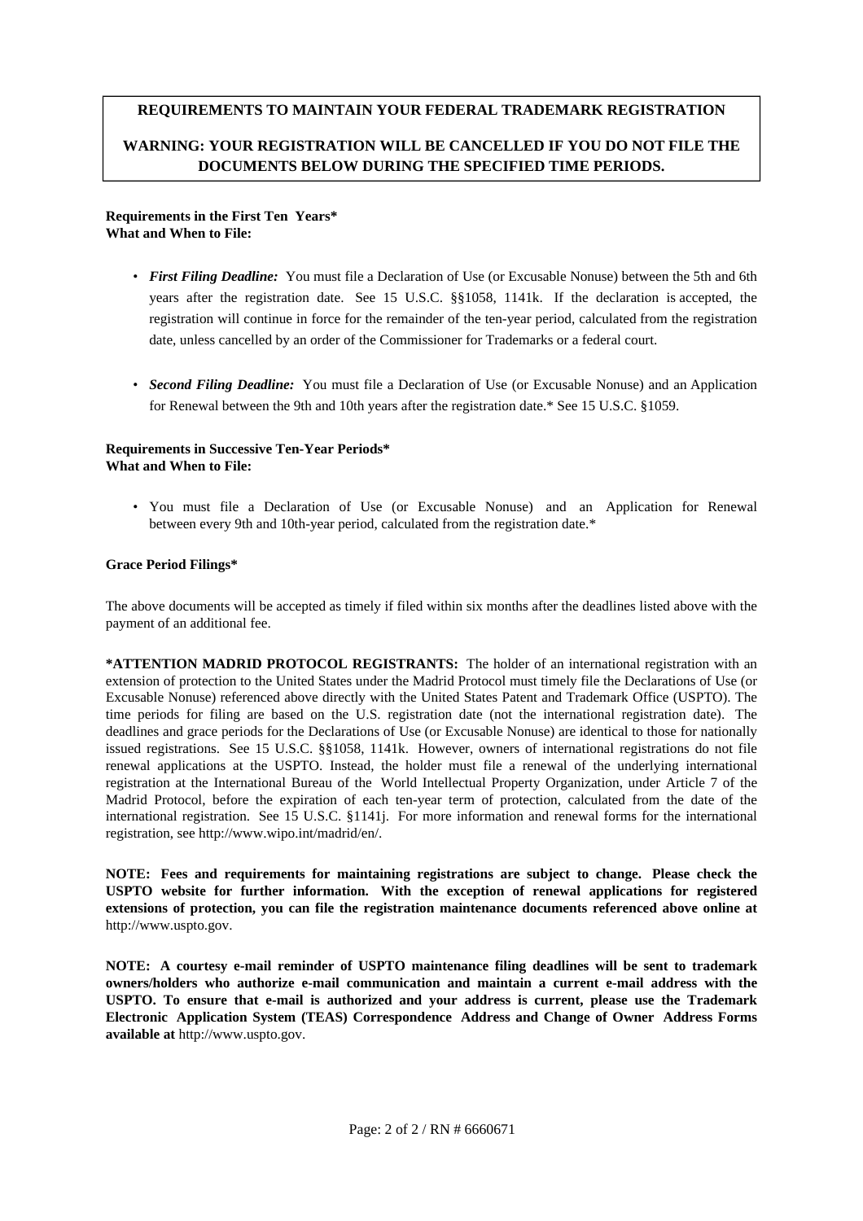**REQUIREMENTS TO MAINTAIN YOUR FEDERAL TRADEMARK REGISTRATION**

**WARNING: YOUR REGISTRATION WILL BE CANCELLED IF YOU DO NOT FILE THE DOCUMENTS BELOW DURING THE SPECIFIED TIME PERIODS.**

**Requirements in the First Ten Years***
**What and When to File:**

- ***First Filing Deadline:*** You must file a Declaration of Use (or Excusable Nonuse) between the 5th and 6th years after the registration date. See 15 U.S.C. §§1058, 1141k. If the declaration is accepted, the registration will continue in force for the remainder of the ten-year period, calculated from the registration date, unless cancelled by an order of the Commissioner for Trademarks or a federal court.

- ***Second Filing Deadline:*** You must file a Declaration of Use (or Excusable Nonuse) and an Application for Renewal between the 9th and 10th years after the registration date.* See 15 U.S.C. §1059.

**Requirements in Successive Ten-Year Periods***
**What and When to File:**

- You must file a Declaration of Use (or Excusable Nonuse) and an Application for Renewal between every 9th and 10th-year period, calculated from the registration date.*

**Grace Period Filings***

The above documents will be accepted as timely if filed within six months after the deadlines listed above with the payment of an additional fee.

**\*ATTENTION MADRID PROTOCOL REGISTRANTS:** The holder of an international registration with an extension of protection to the United States under the Madrid Protocol must timely file the Declarations of Use (or Excusable Nonuse) referenced above directly with the United States Patent and Trademark Office (USPTO). The time periods for filing are based on the U.S. registration date (not the international registration date). The deadlines and grace periods for the Declarations of Use (or Excusable Nonuse) are identical to those for nationally issued registrations. See 15 U.S.C. §§1058, 1141k. However, owners of international registrations do not file renewal applications at the USPTO. Instead, the holder must file a renewal of the underlying international registration at the International Bureau of the World Intellectual Property Organization, under Article 7 of the Madrid Protocol, before the expiration of each ten-year term of protection, calculated from the date of the international registration. See 15 U.S.C. §1141j. For more information and renewal forms for the international registration, see http://www.wipo.int/madrid/en/.

**NOTE: Fees and requirements for maintaining registrations are subject to change. Please check the USPTO website for further information. With the exception of renewal applications for registered extensions of protection, you can file the registration maintenance documents referenced above online at** http://www.uspto.gov.

**NOTE: A courtesy e-mail reminder of USPTO maintenance filing deadlines will be sent to trademark owners/holders who authorize e-mail communication and maintain a current e-mail address with the USPTO. To ensure that e-mail is authorized and your address is current, please use the Trademark Electronic Application System (TEAS) Correspondence Address and Change of Owner Address Forms available at** http://www.uspto.gov.